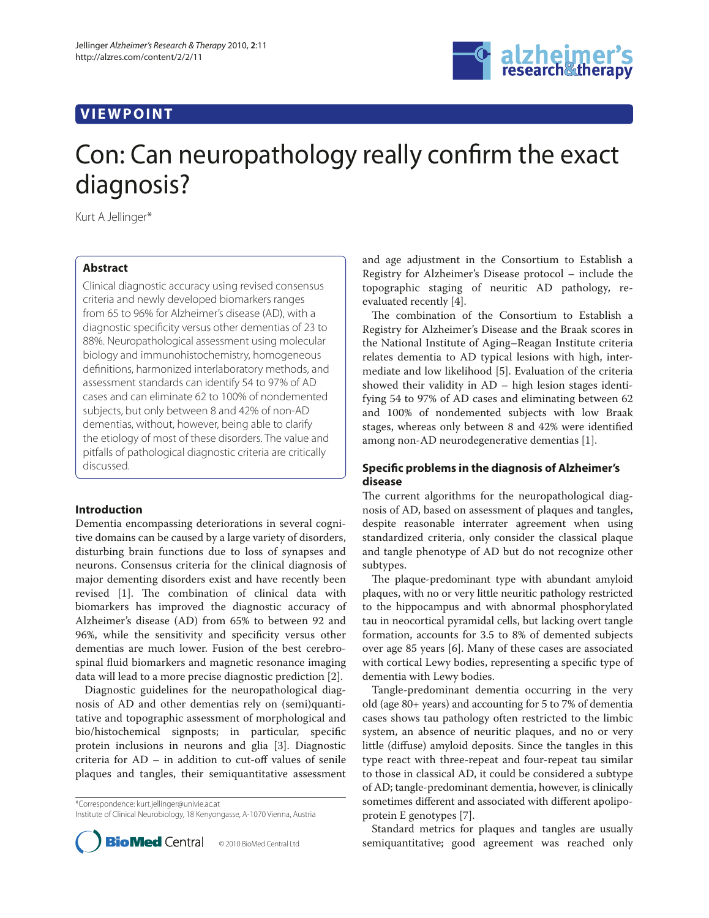VIEWPOINT

# Con: Can neuropathology really confirm the exact diagnosis?

Kurt A Jellinger*

## Abstract

Clinical diagnostic accuracy using revised consensus criteria and newly developed biomarkers ranges from 65 to 96% for Alzheimer's disease (AD), with a diagnostic specificity versus other dementias of 23 to 88%. Neuropathological assessment using molecular biology and immunohistochemistry, homogeneous definitions, harmonized interlaboratory methods, and assessment standards can identify 54 to 97% of AD cases and can eliminate 62 to 100% of nondemented subjects, but only between 8 and 42% of non-AD dementias, without, however, being able to clarify the etiology of most of these disorders. The value and pitfalls of pathological diagnostic criteria are critically discussed.

## Introduction

Dementia encompassing deteriorations in several cognitive domains can be caused by a large variety of disorders, disturbing brain functions due to loss of synapses and neurons. Consensus criteria for the clinical diagnosis of major dementing disorders exist and have recently been revised [1]. The combination of clinical data with biomarkers has improved the diagnostic accuracy of Alzheimer's disease (AD) from 65% to between 92 and 96%, while the sensitivity and specificity versus other dementias are much lower. Fusion of the best cerebrospinal fluid biomarkers and magnetic resonance imaging data will lead to a more precise diagnostic prediction [2].

Diagnostic guidelines for the neuropathological diagnosis of AD and other dementias rely on (semi)quantitative and topographic assessment of morphological and bio/histochemical signposts; in particular, specific protein inclusions in neurons and glia [3]. Diagnostic criteria for AD – in addition to cut-off values of senile plaques and tangles, their semiquantitative assessment and age adjustment in the Consortium to Establish a Registry for Alzheimer's Disease protocol – include the topographic staging of neuritic AD pathology, re-evaluated recently [4].

The combination of the Consortium to Establish a Registry for Alzheimer's Disease and the Braak scores in the National Institute of Aging–Reagan Institute criteria relates dementia to AD typical lesions with high, intermediate and low likelihood [5]. Evaluation of the criteria showed their validity in AD – high lesion stages identifying 54 to 97% of AD cases and eliminating between 62 and 100% of nondemented subjects with low Braak stages, whereas only between 8 and 42% were identified among non-AD neurodegenerative dementias [1].

## Specific problems in the diagnosis of Alzheimer's disease

The current algorithms for the neuropathological diagnosis of AD, based on assessment of plaques and tangles, despite reasonable interrater agreement when using standardized criteria, only consider the classical plaque and tangle phenotype of AD but do not recognize other subtypes.

The plaque-predominant type with abundant amyloid plaques, with no or very little neuritic pathology restricted to the hippocampus and with abnormal phosphorylated tau in neocortical pyramidal cells, but lacking overt tangle formation, accounts for 3.5 to 8% of demented subjects over age 85 years [6]. Many of these cases are associated with cortical Lewy bodies, representing a specific type of dementia with Lewy bodies.

Tangle-predominant dementia occurring in the very old (age 80+ years) and accounting for 5 to 7% of dementia cases shows tau pathology often restricted to the limbic system, an absence of neuritic plaques, and no or very little (diffuse) amyloid deposits. Since the tangles in this type react with three-repeat and four-repeat tau similar to those in classical AD, it could be considered a subtype of AD; tangle-predominant dementia, however, is clinically sometimes different and associated with different apolipoprotein E genotypes [7].

Standard metrics for plaques and tangles are usually semiquantitative; good agreement was reached only

*Correspondence: kurt.jellinger@univie.ac.at
Institute of Clinical Neurobiology, 18 Kenyongasse, A-1070 Vienna, Austria

© 2010 BioMed Central Ltd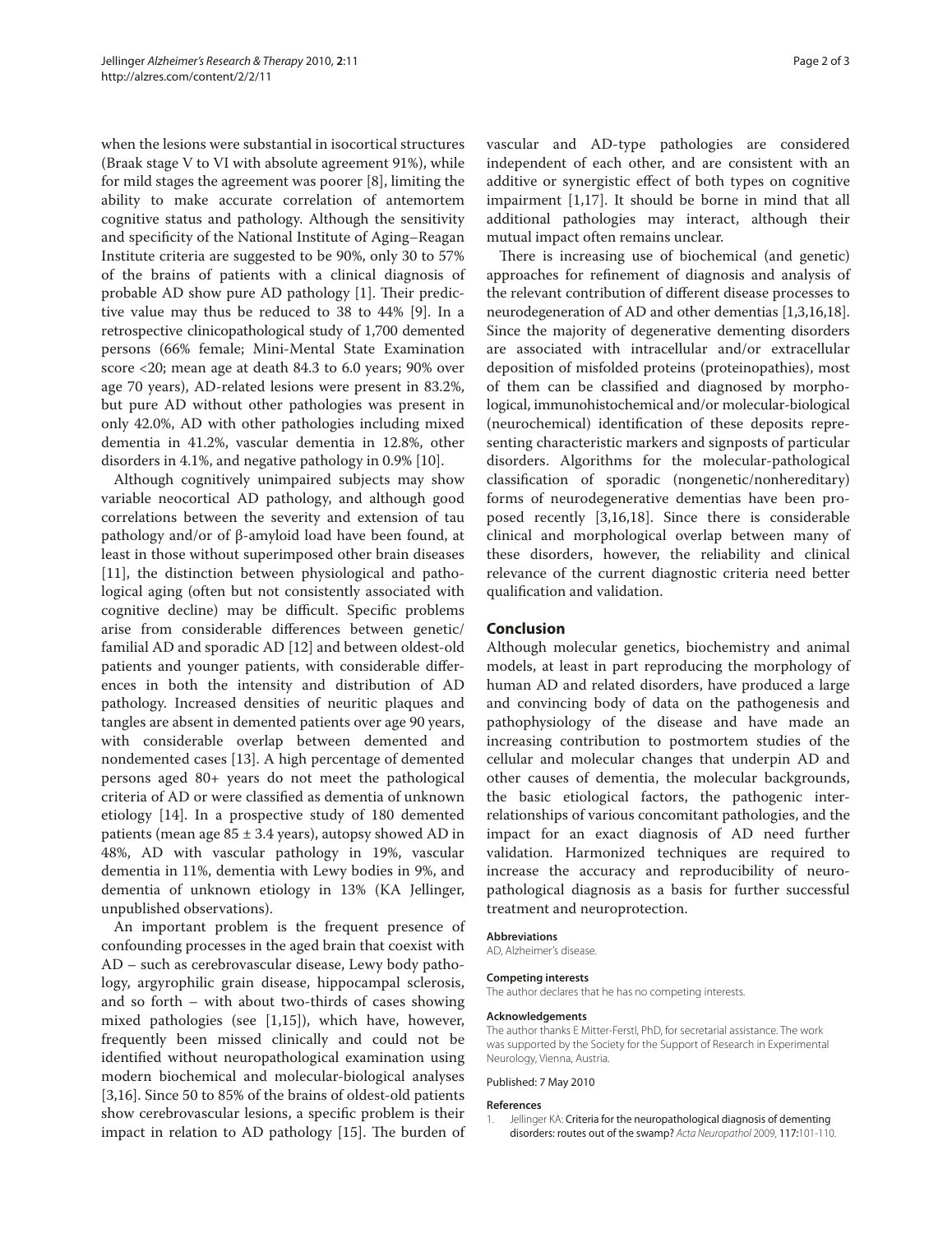when the lesions were substantial in isocortical structures (Braak stage V to VI with absolute agreement 91%), while for mild stages the agreement was poorer [8], limiting the ability to make accurate correlation of antemortem cognitive status and pathology. Although the sensitivity and specificity of the National Institute of Aging–Reagan Institute criteria are suggested to be 90%, only 30 to 57% of the brains of patients with a clinical diagnosis of probable AD show pure AD pathology [1]. Their predictive value may thus be reduced to 38 to 44% [9]. In a retrospective clinicopathological study of 1,700 demented persons (66% female; Mini-Mental State Examination score <20; mean age at death 84.3 to 6.0 years; 90% over age 70 years), AD-related lesions were present in 83.2%, but pure AD without other pathologies was present in only 42.0%, AD with other pathologies including mixed dementia in 41.2%, vascular dementia in 12.8%, other disorders in 4.1%, and negative pathology in 0.9% [10].

Although cognitively unimpaired subjects may show variable neocortical AD pathology, and although good correlations between the severity and extension of tau pathology and/or of β-amyloid load have been found, at least in those without superimposed other brain diseases [11], the distinction between physiological and pathological aging (often but not consistently associated with cognitive decline) may be difficult. Specific problems arise from considerable differences between genetic/familial AD and sporadic AD [12] and between oldest-old patients and younger patients, with considerable differences in both the intensity and distribution of AD pathology. Increased densities of neuritic plaques and tangles are absent in demented patients over age 90 years, with considerable overlap between demented and nondemented cases [13]. A high percentage of demented persons aged 80+ years do not meet the pathological criteria of AD or were classified as dementia of unknown etiology [14]. In a prospective study of 180 demented patients (mean age 85 ± 3.4 years), autopsy showed AD in 48%, AD with vascular pathology in 19%, vascular dementia in 11%, dementia with Lewy bodies in 9%, and dementia of unknown etiology in 13% (KA Jellinger, unpublished observations).

An important problem is the frequent presence of confounding processes in the aged brain that coexist with AD – such as cerebrovascular disease, Lewy body pathology, argyrophilic grain disease, hippocampal sclerosis, and so forth – with about two-thirds of cases showing mixed pathologies (see [1,15]), which have, however, frequently been missed clinically and could not be identified without neuropathological examination using modern biochemical and molecular-biological analyses [3,16]. Since 50 to 85% of the brains of oldest-old patients show cerebrovascular lesions, a specific problem is their impact in relation to AD pathology [15]. The burden of vascular and AD-type pathologies are considered independent of each other, and are consistent with an additive or synergistic effect of both types on cognitive impairment [1,17]. It should be borne in mind that all additional pathologies may interact, although their mutual impact often remains unclear.

There is increasing use of biochemical (and genetic) approaches for refinement of diagnosis and analysis of the relevant contribution of different disease processes to neurodegeneration of AD and other dementias [1,3,16,18]. Since the majority of degenerative dementing disorders are associated with intracellular and/or extracellular deposition of misfolded proteins (proteinopathies), most of them can be classified and diagnosed by morphological, immunohistochemical and/or molecular-biological (neurochemical) identification of these deposits representing characteristic markers and signposts of particular disorders. Algorithms for the molecular-pathological classification of sporadic (nongenetic/nonhereditary) forms of neurodegenerative dementias have been proposed recently [3,16,18]. Since there is considerable clinical and morphological overlap between many of these disorders, however, the reliability and clinical relevance of the current diagnostic criteria need better qualification and validation.

## Conclusion

Although molecular genetics, biochemistry and animal models, at least in part reproducing the morphology of human AD and related disorders, have produced a large and convincing body of data on the pathogenesis and pathophysiology of the disease and have made an increasing contribution to postmortem studies of the cellular and molecular changes that underpin AD and other causes of dementia, the molecular backgrounds, the basic etiological factors, the pathogenic interrelationships of various concomitant pathologies, and the impact for an exact diagnosis of AD need further validation. Harmonized techniques are required to increase the accuracy and reproducibility of neuropathological diagnosis as a basis for further successful treatment and neuroprotection.

### Abbreviations

AD, Alzheimer's disease.

### Competing interests

The author declares that he has no competing interests.

### Acknowledgements

The author thanks E Mitter-Ferstl, PhD, for secretarial assistance. The work was supported by the Society for the Support of Research in Experimental Neurology, Vienna, Austria.

Published: 7 May 2010

### References

1. Jellinger KA: Criteria for the neuropathological diagnosis of dementing disorders: routes out of the swamp? *Acta Neuropathol* 2009, 117:101-110.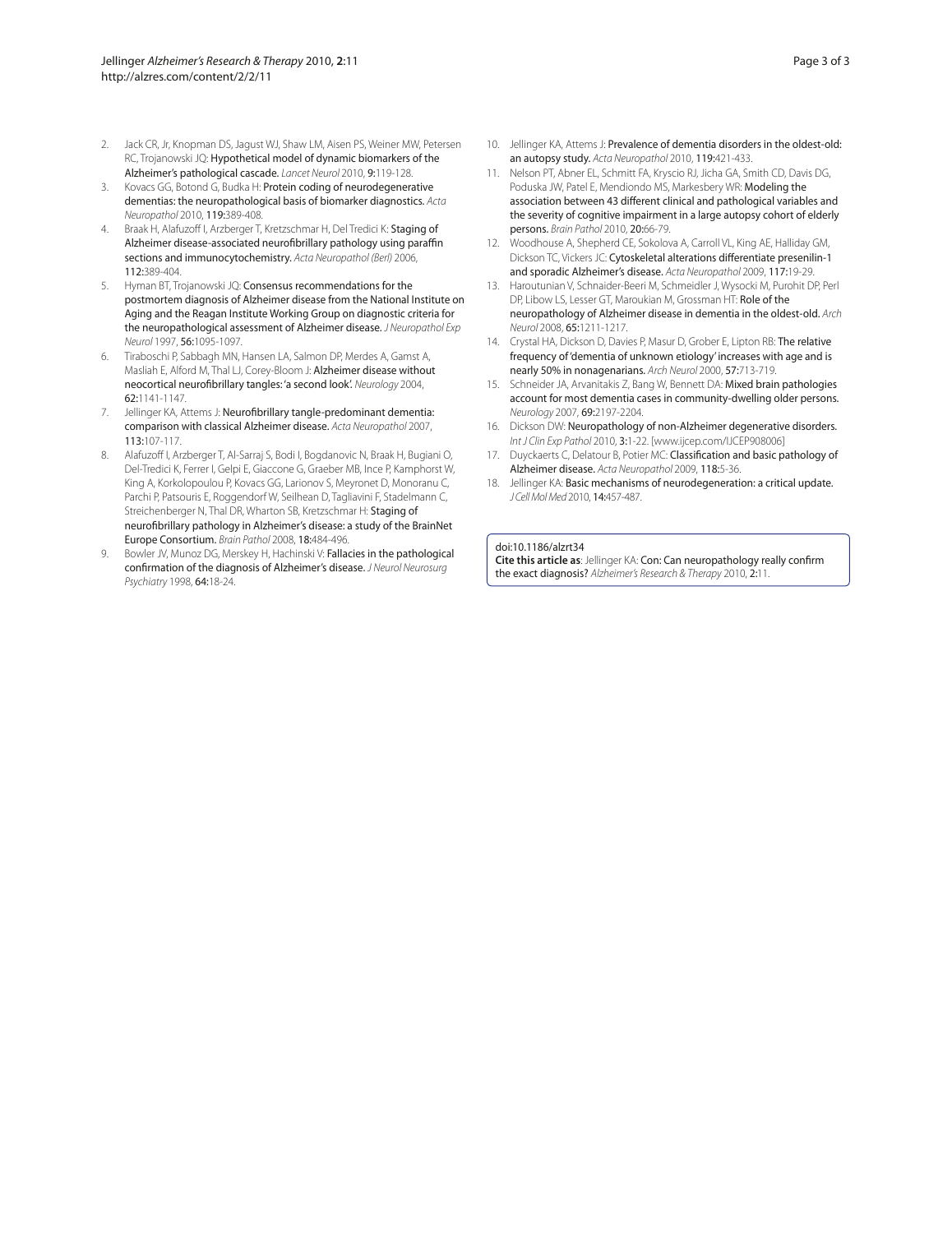2. Jack CR, Jr, Knopman DS, Jagust WJ, Shaw LM, Aisen PS, Weiner MW, Petersen RC, Trojanowski JQ: Hypothetical model of dynamic biomarkers of the Alzheimer's pathological cascade. *Lancet Neurol* 2010, **9:**119-128.
3. Kovacs GG, Botond G, Budka H: Protein coding of neurodegenerative dementias: the neuropathological basis of biomarker diagnostics. *Acta Neuropathol* 2010, **119:**389-408.
4. Braak H, Alafuzoff I, Arzberger T, Kretzschmar H, Del Tredici K: Staging of Alzheimer disease-associated neurofibrillary pathology using paraffin sections and immunocytochemistry. *Acta Neuropathol (Berl)* 2006, **112:**389-404.
5. Hyman BT, Trojanowski JQ: Consensus recommendations for the postmortem diagnosis of Alzheimer disease from the National Institute on Aging and the Reagan Institute Working Group on diagnostic criteria for the neuropathological assessment of Alzheimer disease. *J Neuropathol Exp Neurol* 1997, **56:**1095-1097.
6. Tiraboschi P, Sabbagh MN, Hansen LA, Salmon DP, Merdes A, Gamst A, Masliah E, Alford M, Thal LJ, Corey-Bloom J: Alzheimer disease without neocortical neurofibrillary tangles: 'a second look'. *Neurology* 2004, **62:**1141-1147.
7. Jellinger KA, Attems J: Neurofibrillary tangle-predominant dementia: comparison with classical Alzheimer disease. *Acta Neuropathol* 2007, **113:**107-117.
8. Alafuzoff I, Arzberger T, Al-Sarraj S, Bodi I, Bogdanovic N, Braak H, Bugiani O, Del-Tredici K, Ferrer I, Gelpi E, Giaccone G, Graeber MB, Ince P, Kamphorst W, King A, Korkolopoulou P, Kovacs GG, Larionov S, Meyronet D, Monoranu C, Parchi P, Patsouris E, Roggendorf W, Seilhean D, Tagliavini F, Stadelmann C, Streichenberger N, Thal DR, Wharton SB, Kretzschmar H: Staging of neurofibrillary pathology in Alzheimer's disease: a study of the BrainNet Europe Consortium. *Brain Pathol* 2008, **18:**484-496.
9. Bowler JV, Munoz DG, Merskey H, Hachinski V: Fallacies in the pathological confirmation of the diagnosis of Alzheimer's disease. *J Neurol Neurosurg Psychiatry* 1998, **64:**18-24.
10. Jellinger KA, Attems J: Prevalence of dementia disorders in the oldest-old: an autopsy study. *Acta Neuropathol* 2010, **119:**421-433.
11. Nelson PT, Abner EL, Schmitt FA, Kryscio RJ, Jicha GA, Smith CD, Davis DG, Poduska JW, Patel E, Mendiondo MS, Markesbery WR: Modeling the association between 43 different clinical and pathological variables and the severity of cognitive impairment in a large autopsy cohort of elderly persons. *Brain Pathol* 2010, **20:**66-79.
12. Woodhouse A, Shepherd CE, Sokolova A, Carroll VL, King AE, Halliday GM, Dickson TC, Vickers JC: Cytoskeletal alterations differentiate presenilin-1 and sporadic Alzheimer's disease. *Acta Neuropathol* 2009, **117:**19-29.
13. Haroutunian V, Schnaider-Beeri M, Schmeidler J, Wysocki M, Purohit DP, Perl DP, Libow LS, Lesser GT, Maroukian M, Grossman HT: Role of the neuropathology of Alzheimer disease in dementia in the oldest-old. *Arch Neurol* 2008, **65:**1211-1217.
14. Crystal HA, Dickson D, Davies P, Masur D, Grober E, Lipton RB: The relative frequency of 'dementia of unknown etiology' increases with age and is nearly 50% in nonagenarians. *Arch Neurol* 2000, **57:**713-719.
15. Schneider JA, Arvanitakis Z, Bang W, Bennett DA: Mixed brain pathologies account for most dementia cases in community-dwelling older persons. *Neurology* 2007, **69:**2197-2204.
16. Dickson DW: Neuropathology of non-Alzheimer degenerative disorders. *Int J Clin Exp Pathol* 2010, **3:**1-22. [www.ijcep.com/IJCEP908006]
17. Duyckaerts C, Delatour B, Potier MC: Classification and basic pathology of Alzheimer disease. *Acta Neuropathol* 2009, **118:**5-36.
18. Jellinger KA: Basic mechanisms of neurodegeneration: a critical update. *J Cell Mol Med* 2010, **14:**457-487.

doi:10.1186/alzrt34

**Cite this article as**: Jellinger KA: Con: Can neuropathology really confirm the exact diagnosis? *Alzheimer's Research & Therapy* 2010, **2:**11.